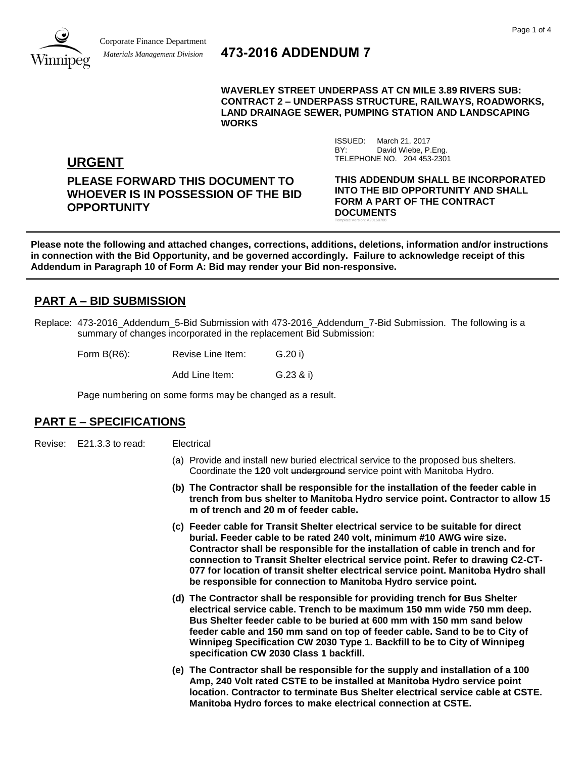Corporate Finance Department
*Materials Management Division*

# 473-2016 ADDENDUM 7

**WAVERLEY STREET UNDERPASS AT CN MILE 3.89 RIVERS SUB: CONTRACT 2 – UNDERPASS STRUCTURE, RAILWAYS, ROADWORKS, LAND DRAINAGE SEWER, PUMPING STATION AND LANDSCAPING WORKS**

ISSUED: March 21, 2017
BY: David Wiebe, P.Eng.
TELEPHONE NO. 204 453-2301

## URGENT

**PLEASE FORWARD THIS DOCUMENT TO WHOEVER IS IN POSSESSION OF THE BID OPPORTUNITY**

**THIS ADDENDUM SHALL BE INCORPORATED INTO THE BID OPPORTUNITY AND SHALL FORM A PART OF THE CONTRACT DOCUMENTS**

Template Version: A20160708

**Please note the following and attached changes, corrections, additions, deletions, information and/or instructions in connection with the Bid Opportunity, and be governed accordingly. Failure to acknowledge receipt of this Addendum in Paragraph 10 of Form A: Bid may render your Bid non-responsive.**

## PART A – BID SUBMISSION

Replace: 473-2016_Addendum_5-Bid Submission with 473-2016_Addendum_7-Bid Submission. The following is a summary of changes incorporated in the replacement Bid Submission:

Form B(R6): Revise Line Item: G.20 i)

Add Line Item: G.23 & i)

Page numbering on some forms may be changed as a result.

## PART E – SPECIFICATIONS

Revise: E21.3.3 to read: Electrical

(a) Provide and install new buried electrical service to the proposed bus shelters. Coordinate the **120** volt ~~underground~~ service point with Manitoba Hydro.

**(b) The Contractor shall be responsible for the installation of the feeder cable in trench from bus shelter to Manitoba Hydro service point. Contractor to allow 15 m of trench and 20 m of feeder cable.**

**(c) Feeder cable for Transit Shelter electrical service to be suitable for direct burial. Feeder cable to be rated 240 volt, minimum #10 AWG wire size. Contractor shall be responsible for the installation of cable in trench and for connection to Transit Shelter electrical service point. Refer to drawing C2-CT-077 for location of transit shelter electrical service point. Manitoba Hydro shall be responsible for connection to Manitoba Hydro service point.**

**(d) The Contractor shall be responsible for providing trench for Bus Shelter electrical service cable. Trench to be maximum 150 mm wide 750 mm deep. Bus Shelter feeder cable to be buried at 600 mm with 150 mm sand below feeder cable and 150 mm sand on top of feeder cable. Sand to be to City of Winnipeg Specification CW 2030 Type 1. Backfill to be to City of Winnipeg specification CW 2030 Class 1 backfill.**

**(e) The Contractor shall be responsible for the supply and installation of a 100 Amp, 240 Volt rated CSTE to be installed at Manitoba Hydro service point location. Contractor to terminate Bus Shelter electrical service cable at CSTE. Manitoba Hydro forces to make electrical connection at CSTE.**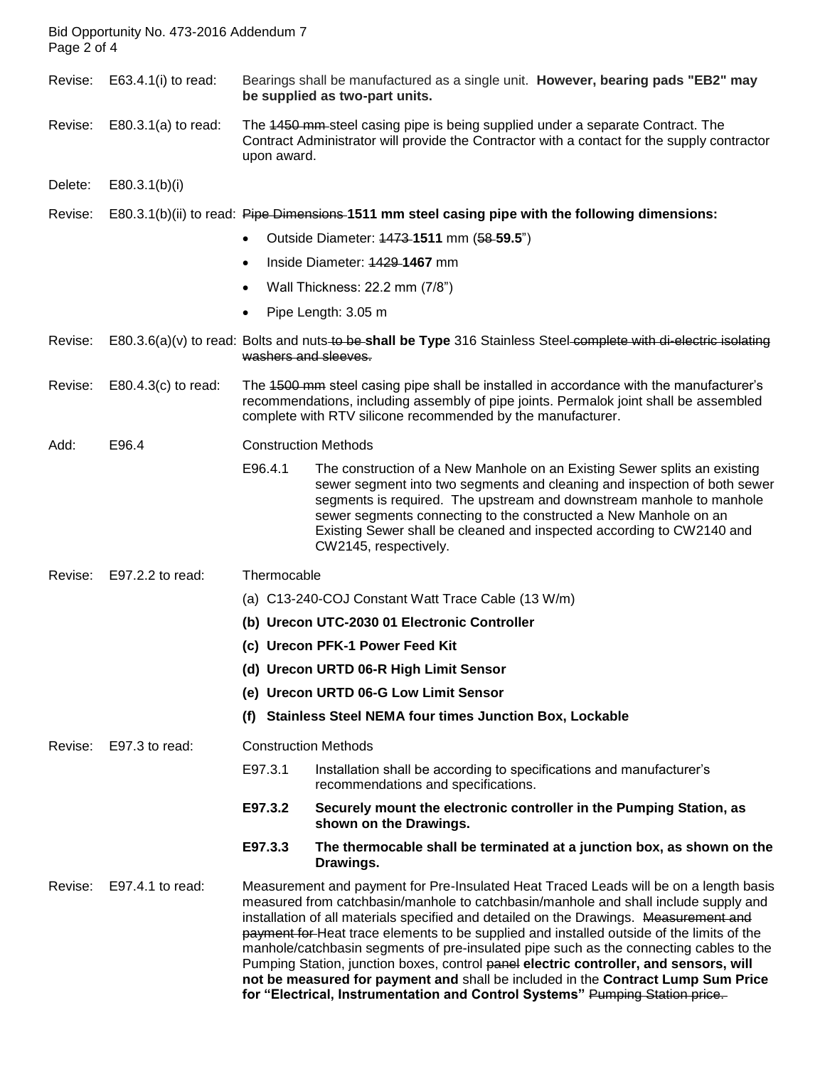Revise: E63.4.1(i) to read: Bearings shall be manufactured as a single unit. **However, bearing pads "EB2" may be supplied as two-part units.**

Revise: E80.3.1(a) to read: The ~~1450 mm~~ steel casing pipe is being supplied under a separate Contract. The Contract Administrator will provide the Contractor with a contact for the supply contractor upon award.

Delete: E80.3.1(b)(i)

Revise: E80.3.1(b)(ii) to read: ~~Pipe Dimensions~~ **1511 mm steel casing pipe with the following dimensions:**

- Outside Diameter: ~~1473~~ **1511** mm (~~58~~ **59.5**")
- Inside Diameter: ~~1429~~ **1467** mm
- Wall Thickness: 22.2 mm (7/8")
- Pipe Length: 3.05 m

Revise: E80.3.6(a)(v) to read: Bolts and nuts ~~to be~~ **shall be Type** 316 Stainless Steel ~~complete with di-electric isolating washers and sleeves.~~

Revise: E80.4.3(c) to read: The ~~1500 mm~~ steel casing pipe shall be installed in accordance with the manufacturer's recommendations, including assembly of pipe joints. Permalok joint shall be assembled complete with RTV silicone recommended by the manufacturer.

Add: E96.4 Construction Methods

E96.4.1 The construction of a New Manhole on an Existing Sewer splits an existing sewer segment into two segments and cleaning and inspection of both sewer segments is required. The upstream and downstream manhole to manhole sewer segments connecting to the constructed a New Manhole on an Existing Sewer shall be cleaned and inspected according to CW2140 and CW2145, respectively.

Revise: E97.2.2 to read: Thermocable

(a) C13-240-COJ Constant Watt Trace Cable (13 W/m)

**(b) Urecon UTC-2030 01 Electronic Controller**

**(c) Urecon PFK-1 Power Feed Kit**

**(d) Urecon URTD 06-R High Limit Sensor**

**(e) Urecon URTD 06-G Low Limit Sensor**

**(f) Stainless Steel NEMA four times Junction Box, Lockable**

Revise: E97.3 to read: Construction Methods

E97.3.1 Installation shall be according to specifications and manufacturer's recommendations and specifications.

**E97.3.2 Securely mount the electronic controller in the Pumping Station, as shown on the Drawings.**

**E97.3.3 The thermocable shall be terminated at a junction box, as shown on the Drawings.**

Revise: E97.4.1 to read: Measurement and payment for Pre-Insulated Heat Traced Leads will be on a length basis measured from catchbasin/manhole to catchbasin/manhole and shall include supply and installation of all materials specified and detailed on the Drawings. ~~Measurement and payment for~~ Heat trace elements to be supplied and installed outside of the limits of the manhole/catchbasin segments of pre-insulated pipe such as the connecting cables to the Pumping Station, junction boxes, control ~~panel~~ **electric controller, and sensors, will not be measured for payment and** shall be included in the **Contract Lump Sum Price for "Electrical, Instrumentation and Control Systems"** ~~Pumping Station price.~~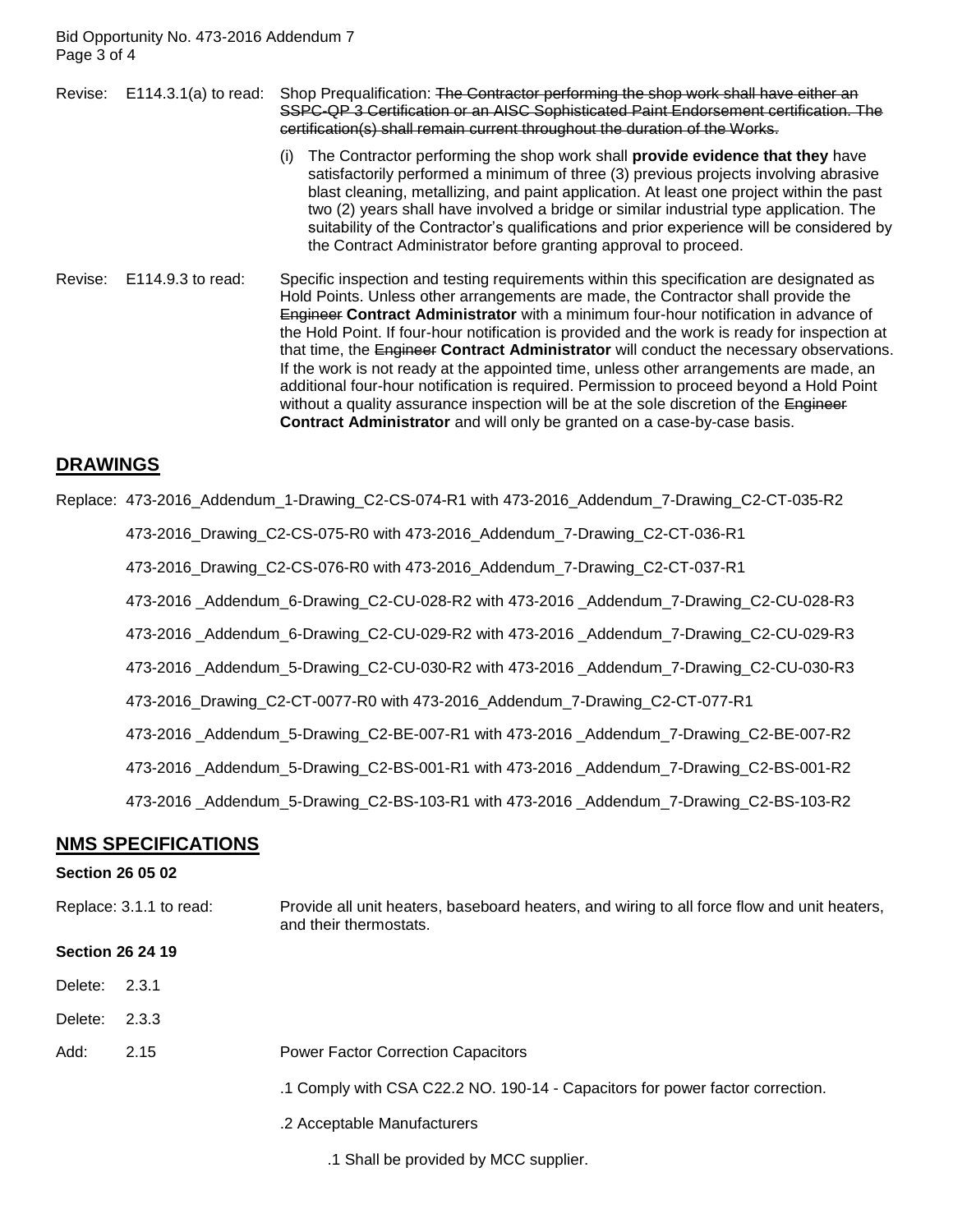Revise: E114.3.1(a) to read: Shop Prequalification: ~~The Contractor performing the shop work shall have either an SSPC-QP 3 Certification or an AISC Sophisticated Paint Endorsement certification. The certification(s) shall remain current throughout the duration of the Works.~~

(i) The Contractor performing the shop work shall **provide evidence that they** have satisfactorily performed a minimum of three (3) previous projects involving abrasive blast cleaning, metallizing, and paint application. At least one project within the past two (2) years shall have involved a bridge or similar industrial type application. The suitability of the Contractor's qualifications and prior experience will be considered by the Contract Administrator before granting approval to proceed.

Revise: E114.9.3 to read: Specific inspection and testing requirements within this specification are designated as Hold Points. Unless other arrangements are made, the Contractor shall provide the ~~Engineer~~ **Contract Administrator** with a minimum four-hour notification in advance of the Hold Point. If four-hour notification is provided and the work is ready for inspection at that time, the ~~Engineer~~ **Contract Administrator** will conduct the necessary observations. If the work is not ready at the appointed time, unless other arrangements are made, an additional four-hour notification is required. Permission to proceed beyond a Hold Point without a quality assurance inspection will be at the sole discretion of the ~~Engineer~~ **Contract Administrator** and will only be granted on a case-by-case basis.

## DRAWINGS

Replace: 473-2016_Addendum_1-Drawing_C2-CS-074-R1 with 473-2016_Addendum_7-Drawing_C2-CT-035-R2

473-2016_Drawing_C2-CS-075-R0 with 473-2016_Addendum_7-Drawing_C2-CT-036-R1

473-2016_Drawing_C2-CS-076-R0 with 473-2016_Addendum_7-Drawing_C2-CT-037-R1

473-2016 _Addendum_6-Drawing_C2-CU-028-R2 with 473-2016 _Addendum_7-Drawing_C2-CU-028-R3

473-2016 _Addendum_6-Drawing_C2-CU-029-R2 with 473-2016 _Addendum_7-Drawing_C2-CU-029-R3

473-2016 _Addendum_5-Drawing_C2-CU-030-R2 with 473-2016 _Addendum_7-Drawing_C2-CU-030-R3

473-2016_Drawing_C2-CT-0077-R0 with 473-2016_Addendum_7-Drawing_C2-CT-077-R1

473-2016 _Addendum_5-Drawing_C2-BE-007-R1 with 473-2016 _Addendum_7-Drawing_C2-BE-007-R2

473-2016 _Addendum_5-Drawing_C2-BS-001-R1 with 473-2016 _Addendum_7-Drawing_C2-BS-001-R2

473-2016 _Addendum_5-Drawing_C2-BS-103-R1 with 473-2016 _Addendum_7-Drawing_C2-BS-103-R2

## NMS SPECIFICATIONS

**Section 26 05 02**

Replace: 3.1.1 to read: Provide all unit heaters, baseboard heaters, and wiring to all force flow and unit heaters, and their thermostats.

**Section 26 24 19**

Delete: 2.3.1

Delete: 2.3.3

Add: 2.15 Power Factor Correction Capacitors

.1 Comply with CSA C22.2 NO. 190-14 - Capacitors for power factor correction.

.2 Acceptable Manufacturers

.1 Shall be provided by MCC supplier.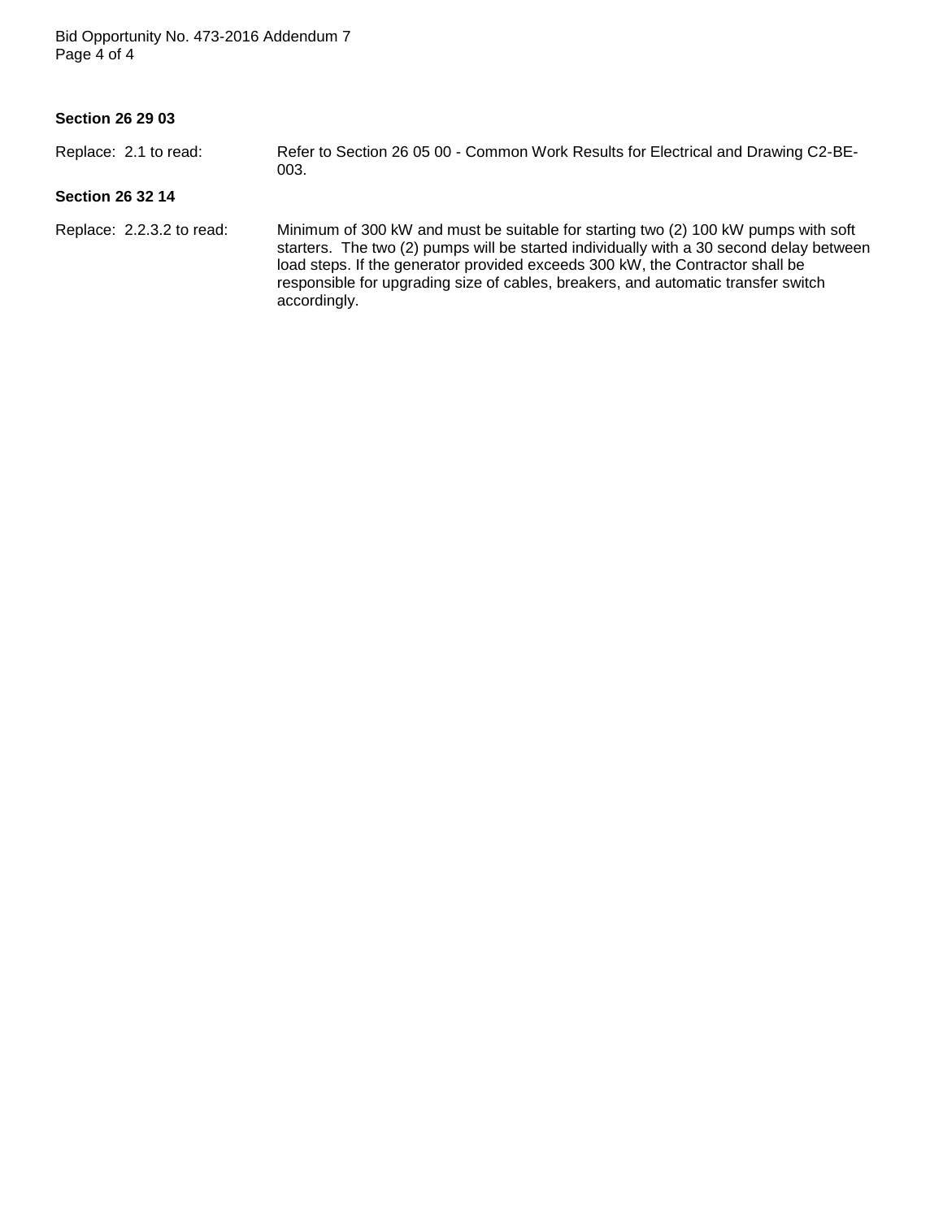**Section 26 29 03**

Replace: 2.1 to read: Refer to Section 26 05 00 - Common Work Results for Electrical and Drawing C2-BE-003.

**Section 26 32 14**

Replace: 2.2.3.2 to read: Minimum of 300 kW and must be suitable for starting two (2) 100 kW pumps with soft starters. The two (2) pumps will be started individually with a 30 second delay between load steps. If the generator provided exceeds 300 kW, the Contractor shall be responsible for upgrading size of cables, breakers, and automatic transfer switch accordingly.